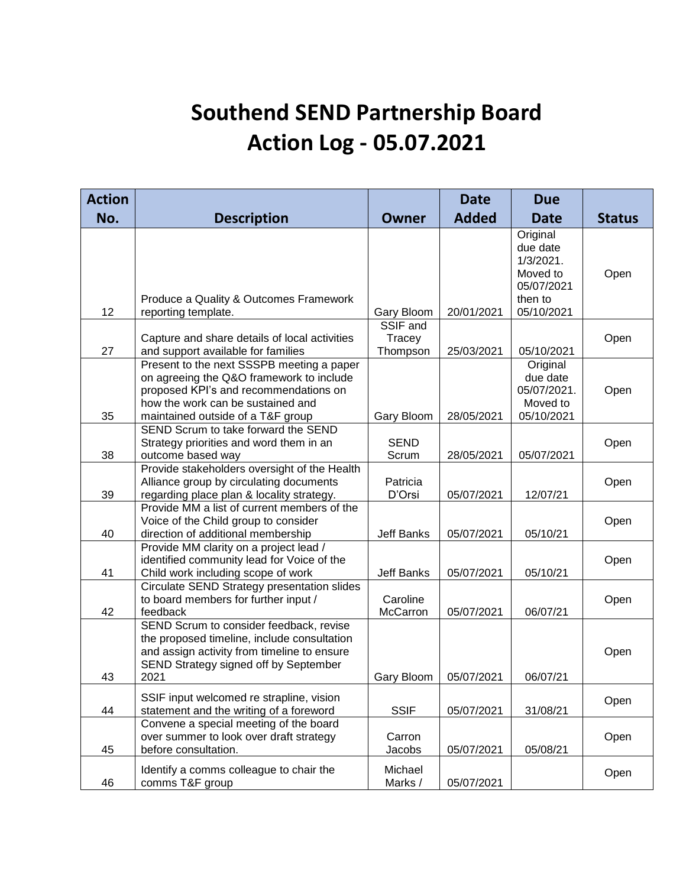# Southend SEND Partnership Board
# Action Log - 05.07.2021

| Action No. | Description | Owner | Date Added | Due Date | Status |
|---|---|---|---|---|---|
| 12 | Produce a Quality & Outcomes Framework reporting template. | Gary Bloom | 20/01/2021 | Original due date 1/3/2021. Moved to 05/07/2021 then to 05/10/2021 | Open |
| 27 | Capture and share details of local activities and support available for families | SSIF and Tracey Thompson | 25/03/2021 | 05/10/2021 | Open |
| 35 | Present to the next SSSPB meeting a paper on agreeing the Q&O framework to include proposed KPI's and recommendations on how the work can be sustained and maintained outside of a T&F group | Gary Bloom | 28/05/2021 | Original due date 05/07/2021. Moved to 05/10/2021 | Open |
| 38 | SEND Scrum to take forward the SEND Strategy priorities and word them in an outcome based way | SEND Scrum | 28/05/2021 | 05/07/2021 | Open |
| 39 | Provide stakeholders oversight of the Health Alliance group by circulating documents regarding place plan & locality strategy. | Patricia D'Orsi | 05/07/2021 | 12/07/21 | Open |
| 40 | Provide MM a list of current members of the Voice of the Child group to consider direction of additional membership | Jeff Banks | 05/07/2021 | 05/10/21 | Open |
| 41 | Provide MM clarity on a project lead / identified community lead for Voice of the Child work including scope of work | Jeff Banks | 05/07/2021 | 05/10/21 | Open |
| 42 | Circulate SEND Strategy presentation slides to board members for further input / feedback | Caroline McCarron | 05/07/2021 | 06/07/21 | Open |
| 43 | SEND Scrum to consider feedback, revise the proposed timeline, include consultation and assign activity from timeline to ensure SEND Strategy signed off by September 2021 | Gary Bloom | 05/07/2021 | 06/07/21 | Open |
| 44 | SSIF input welcomed re strapline, vision statement and the writing of a foreword | SSIF | 05/07/2021 | 31/08/21 | Open |
| 45 | Convene a special meeting of the board over summer to look over draft strategy before consultation. | Carron Jacobs | 05/07/2021 | 05/08/21 | Open |
| 46 | Identify a comms colleague to chair the comms T&F group | Michael Marks / | 05/07/2021 | | Open |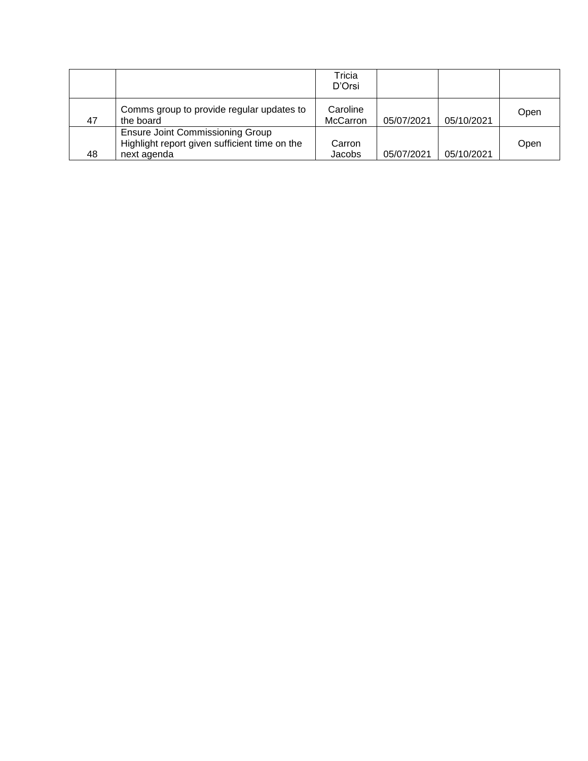| | | | | | |
|---|---|---|---|---|---|
| | | Tricia D'Orsi | | | |
| 47 | Comms group to provide regular updates to the board | Caroline McCarron | 05/07/2021 | 05/10/2021 | Open |
| 48 | Ensure Joint Commissioning Group Highlight report given sufficient time on the next agenda | Carron Jacobs | 05/07/2021 | 05/10/2021 | Open |